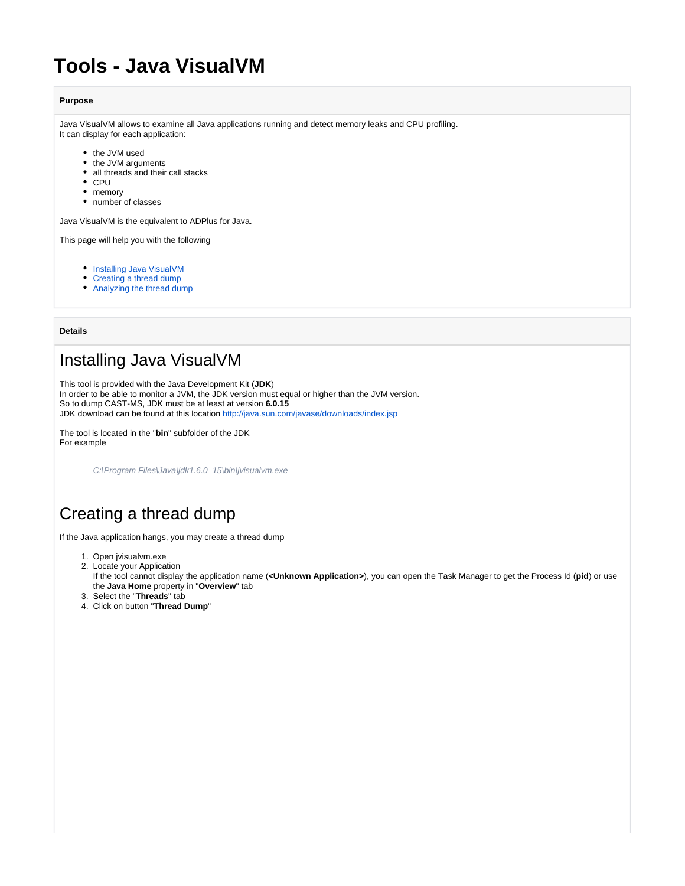# Tools - Java VisualVM

**Purpose**

Java VisualVM allows to examine all Java applications running and detect memory leaks and CPU profiling.
It can display for each application:

- the JVM used
- the JVM arguments
- all threads and their call stacks
- CPU
- memory
- number of classes

Java VisualVM is the equivalent to ADPlus for Java.

This page will help you with the following

- Installing Java VisualVM
- Creating a thread dump
- Analyzing the thread dump

**Details**

## Installing Java VisualVM

This tool is provided with the Java Development Kit (**JDK**)
In order to be able to monitor a JVM, the JDK version must equal or higher than the JVM version.
So to dump CAST-MS, JDK must be at least at version **6.0.15**
JDK download can be found at this location http://java.sun.com/javase/downloads/index.jsp

The tool is located in the "**bin**" subfolder of the JDK
For example

> *C:\Program Files\Java\jdk1.6.0_15\bin\jvisualvm.exe*

## Creating a thread dump

If the Java application hangs, you may create a thread dump

1. Open jvisualvm.exe
2. Locate your Application
   If the tool cannot display the application name (**<Unknown Application>**), you can open the Task Manager to get the Process Id (**pid**) or use the **Java Home** property in "**Overview**" tab
3. Select the "**Threads**" tab
4. Click on button "**Thread Dump**"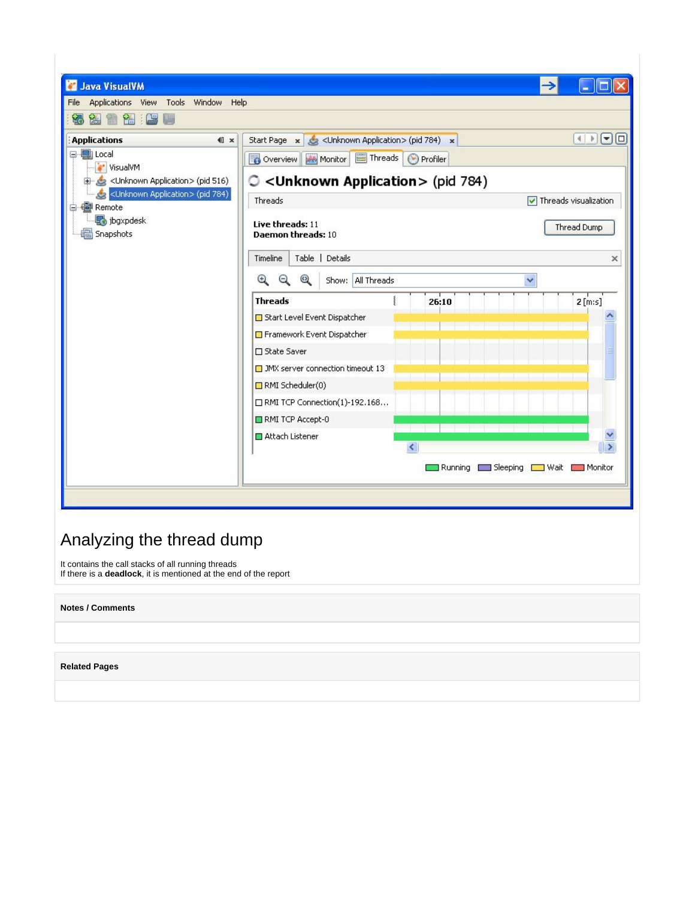## Analyzing the thread dump

It contains the call stacks of all running threads
If there is a **deadlock**, it is mentioned at the end of the report

**Notes / Comments**

**Related Pages**